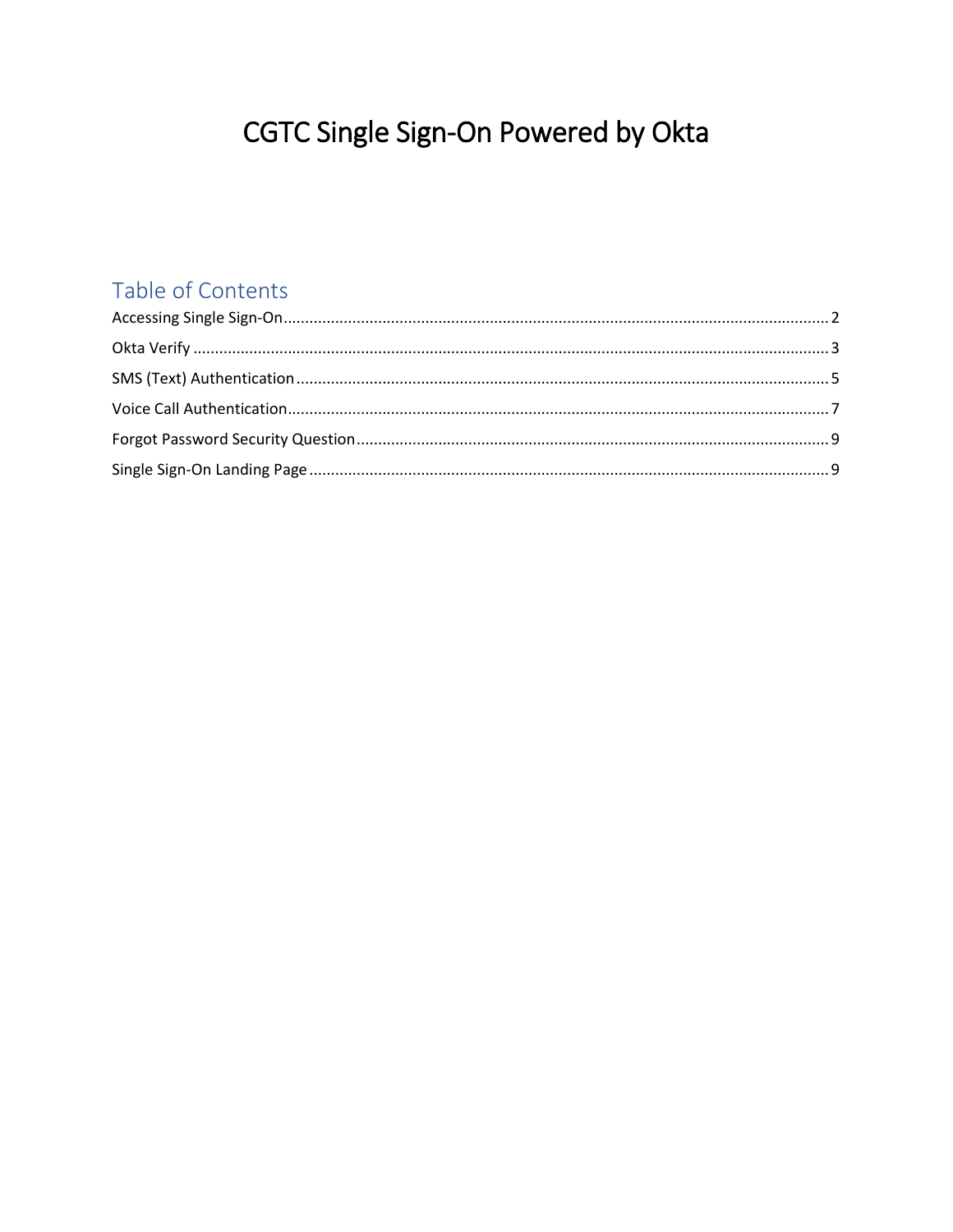# CGTC Single Sign-On Powered by Okta

## Table of Contents

- Accessing Single Sign-On ........ 2
- Okta Verify ........ 3
- SMS (Text) Authentication ........ 5
- Voice Call Authentication ........ 7
- Forgot Password Security Question ........ 9
- Single Sign-On Landing Page ........ 9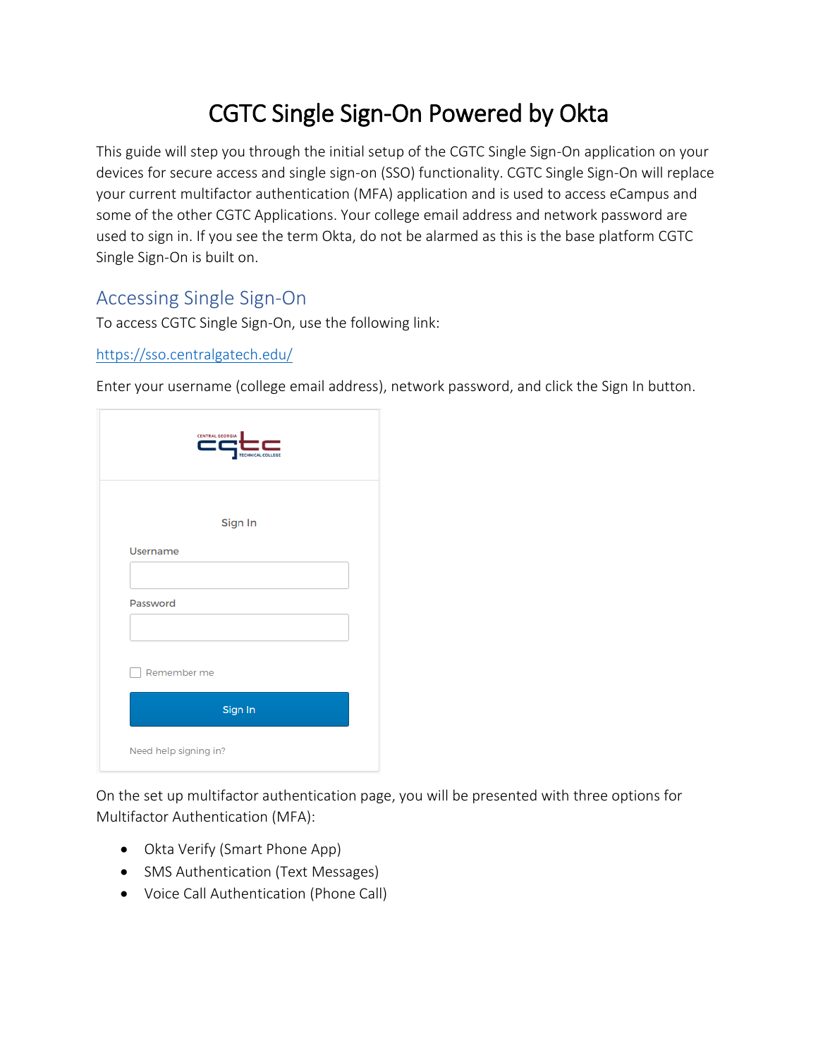# CGTC Single Sign-On Powered by Okta

This guide will step you through the initial setup of the CGTC Single Sign-On application on your devices for secure access and single sign-on (SSO) functionality. CGTC Single Sign-On will replace your current multifactor authentication (MFA) application and is used to access eCampus and some of the other CGTC Applications. Your college email address and network password are used to sign in. If you see the term Okta, do not be alarmed as this is the base platform CGTC Single Sign-On is built on.

## Accessing Single Sign-On

To access CGTC Single Sign-On, use the following link:

[https://sso.centralgatech.edu/](https://sso.centralgatech.edu/)

Enter your username (college email address), network password, and click the Sign In button.

Sign In

Username

Password

Remember me

Sign In

Need help signing in?

On the set up multifactor authentication page, you will be presented with three options for Multifactor Authentication (MFA):

- Okta Verify (Smart Phone App)
- SMS Authentication (Text Messages)
- Voice Call Authentication (Phone Call)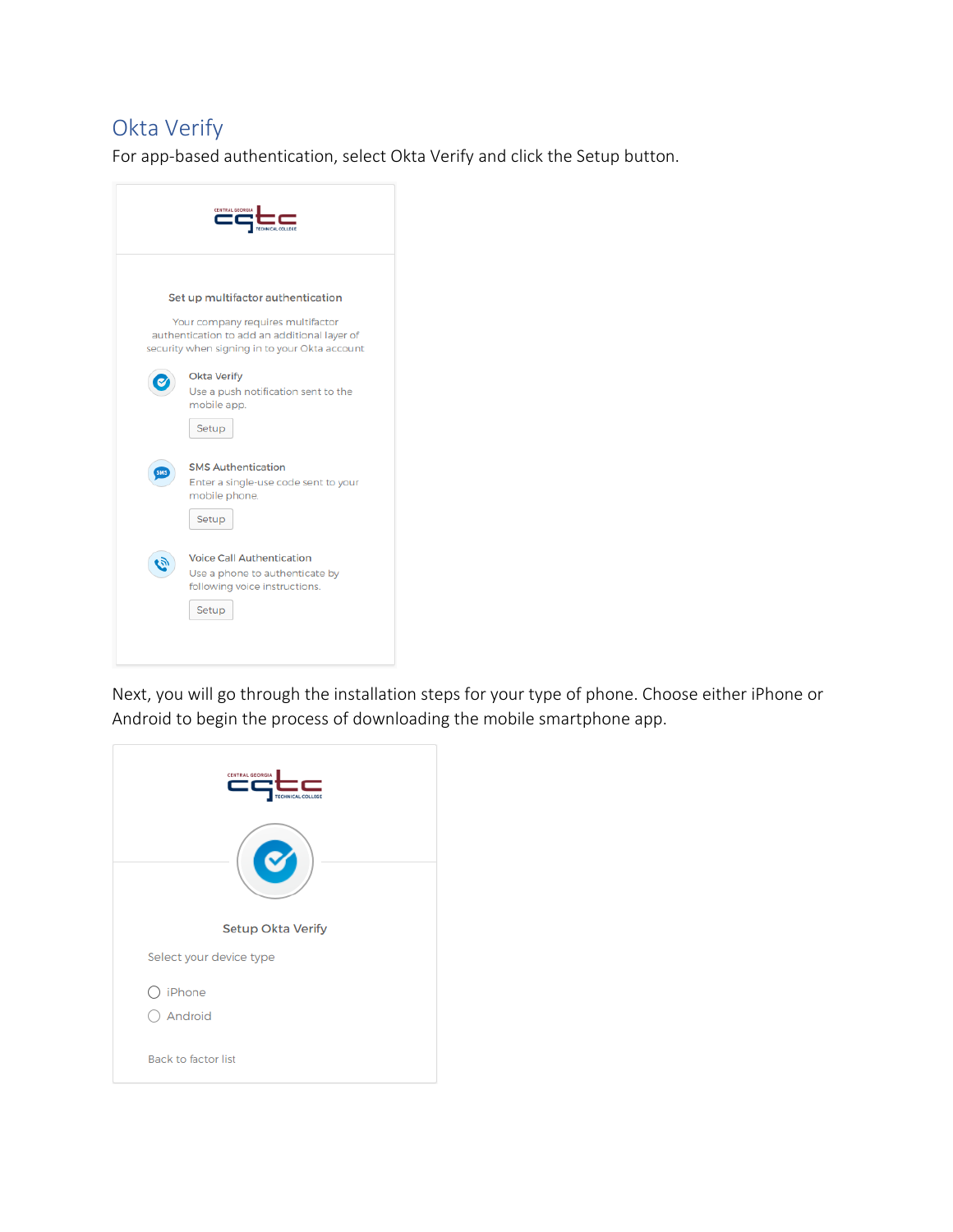## Okta Verify

For app-based authentication, select Okta Verify and click the Setup button.

Set up multifactor authentication

Your company requires multifactor authentication to add an additional layer of security when signing in to your Okta account

Okta Verify
Use a push notification sent to the mobile app.
Setup

SMS Authentication
Enter a single-use code sent to your mobile phone.
Setup

Voice Call Authentication
Use a phone to authenticate by following voice instructions.
Setup

Next, you will go through the installation steps for your type of phone. Choose either iPhone or Android to begin the process of downloading the mobile smartphone app.

Setup Okta Verify

Select your device type

- iPhone
- Android

Back to factor list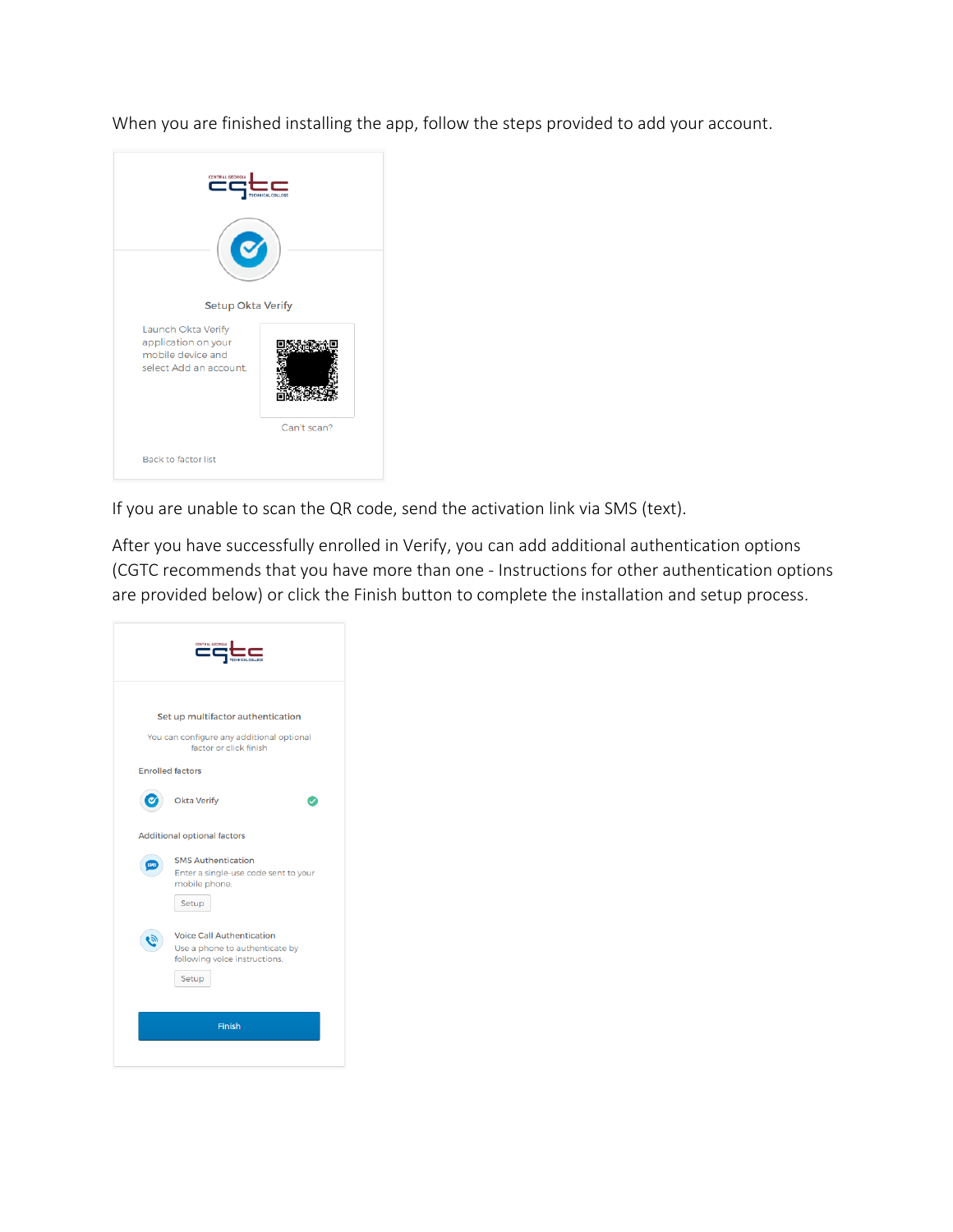When you are finished installing the app, follow the steps provided to add your account.

Setup Okta Verify

Launch Okta Verify application on your mobile device and select Add an account.

Can't scan?

Back to factor list

If you are unable to scan the QR code, send the activation link via SMS (text).

After you have successfully enrolled in Verify, you can add additional authentication options (CGTC recommends that you have more than one - Instructions for other authentication options are provided below) or click the Finish button to complete the installation and setup process.

Set up multifactor authentication

You can configure any additional optional factor or click finish

Enrolled factors

Okta Verify

Additional optional factors

SMS Authentication
Enter a single-use code sent to your mobile phone.

Setup

Voice Call Authentication
Use a phone to authenticate by following voice instructions.

Setup

Finish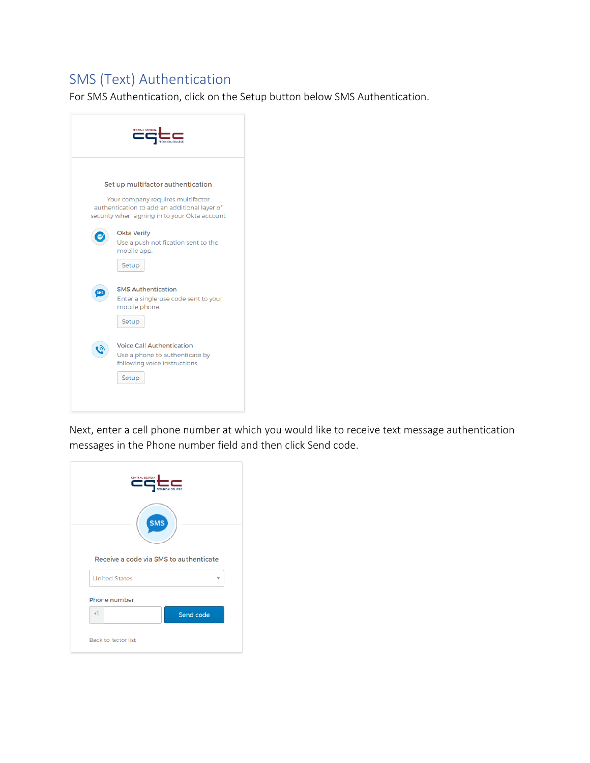## SMS (Text) Authentication

For SMS Authentication, click on the Setup button below SMS Authentication.

Next, enter a cell phone number at which you would like to receive text message authentication messages in the Phone number field and then click Send code.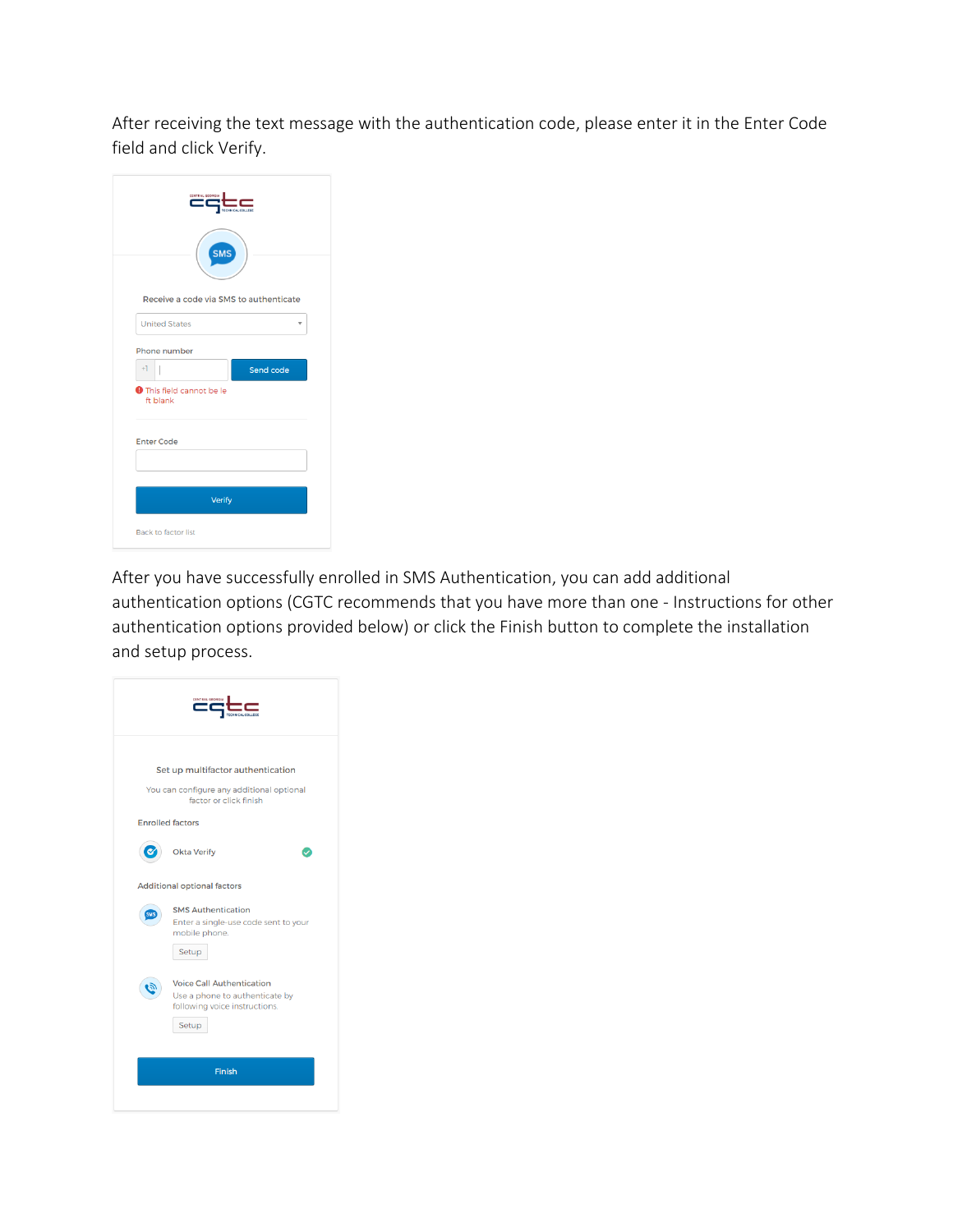After receiving the text message with the authentication code, please enter it in the Enter Code field and click Verify.

Receive a code via SMS to authenticate

United States

Phone number

+1

Send code

This field cannot be left blank

Enter Code

Verify

Back to factor list

After you have successfully enrolled in SMS Authentication, you can add additional authentication options (CGTC recommends that you have more than one - Instructions for other authentication options provided below) or click the Finish button to complete the installation and setup process.

Set up multifactor authentication

You can configure any additional optional factor or click finish

Enrolled factors

Okta Verify

Additional optional factors

SMS Authentication

Enter a single-use code sent to your mobile phone.

Setup

Voice Call Authentication

Use a phone to authenticate by following voice instructions.

Setup

Finish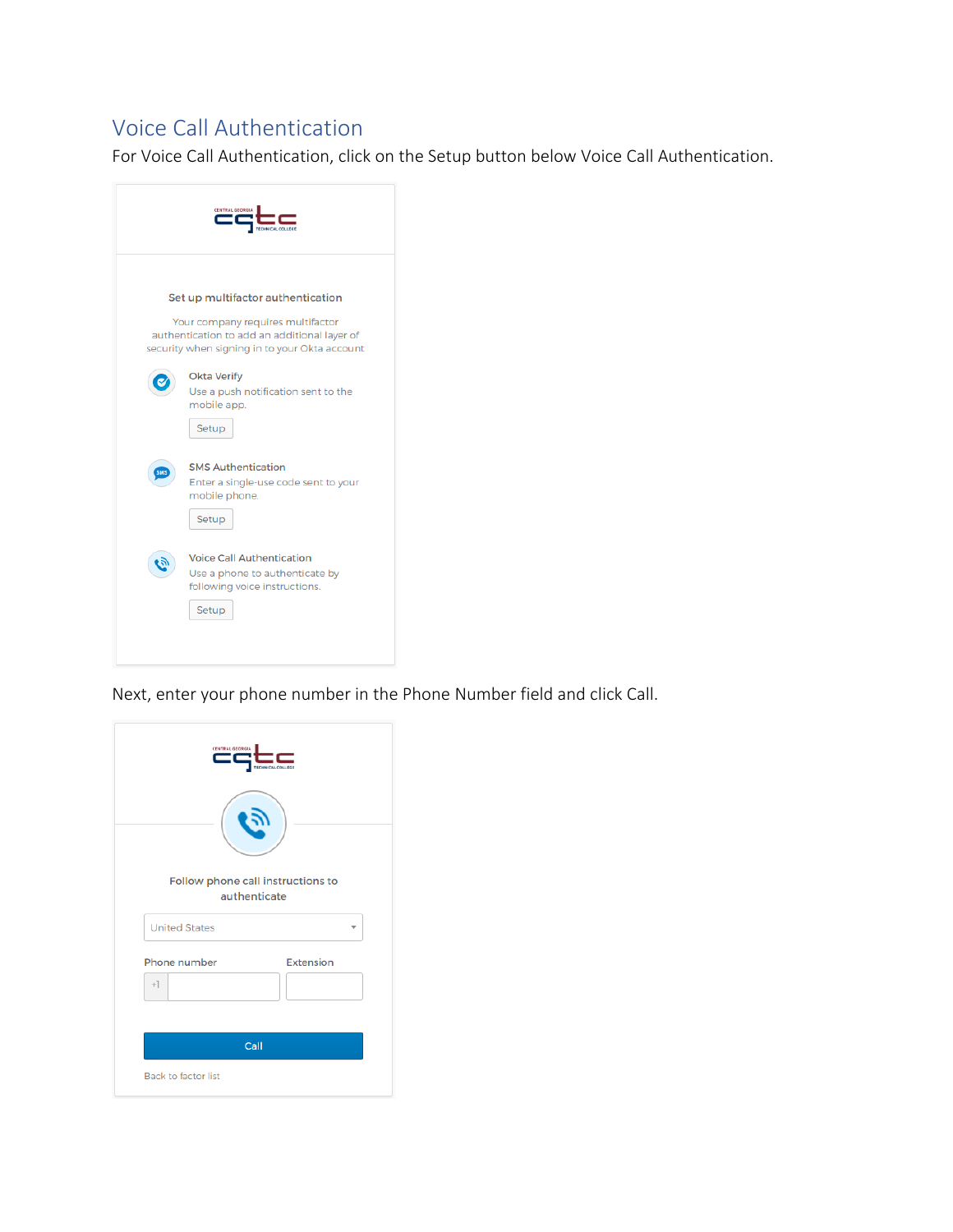## Voice Call Authentication

For Voice Call Authentication, click on the Setup button below Voice Call Authentication.

Next, enter your phone number in the Phone Number field and click Call.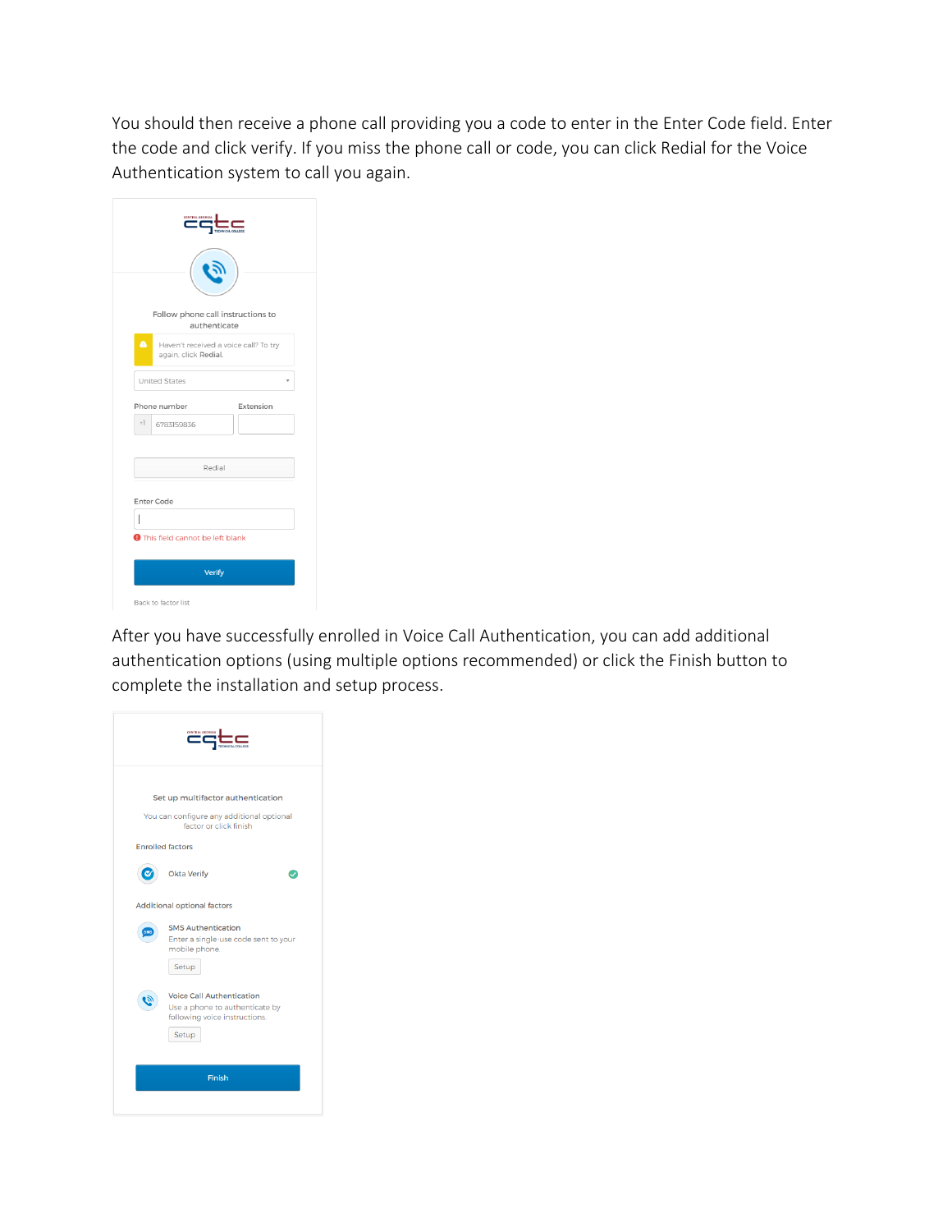You should then receive a phone call providing you a code to enter in the Enter Code field. Enter the code and click verify. If you miss the phone call or code, you can click Redial for the Voice Authentication system to call you again.

After you have successfully enrolled in Voice Call Authentication, you can add additional authentication options (using multiple options recommended) or click the Finish button to complete the installation and setup process.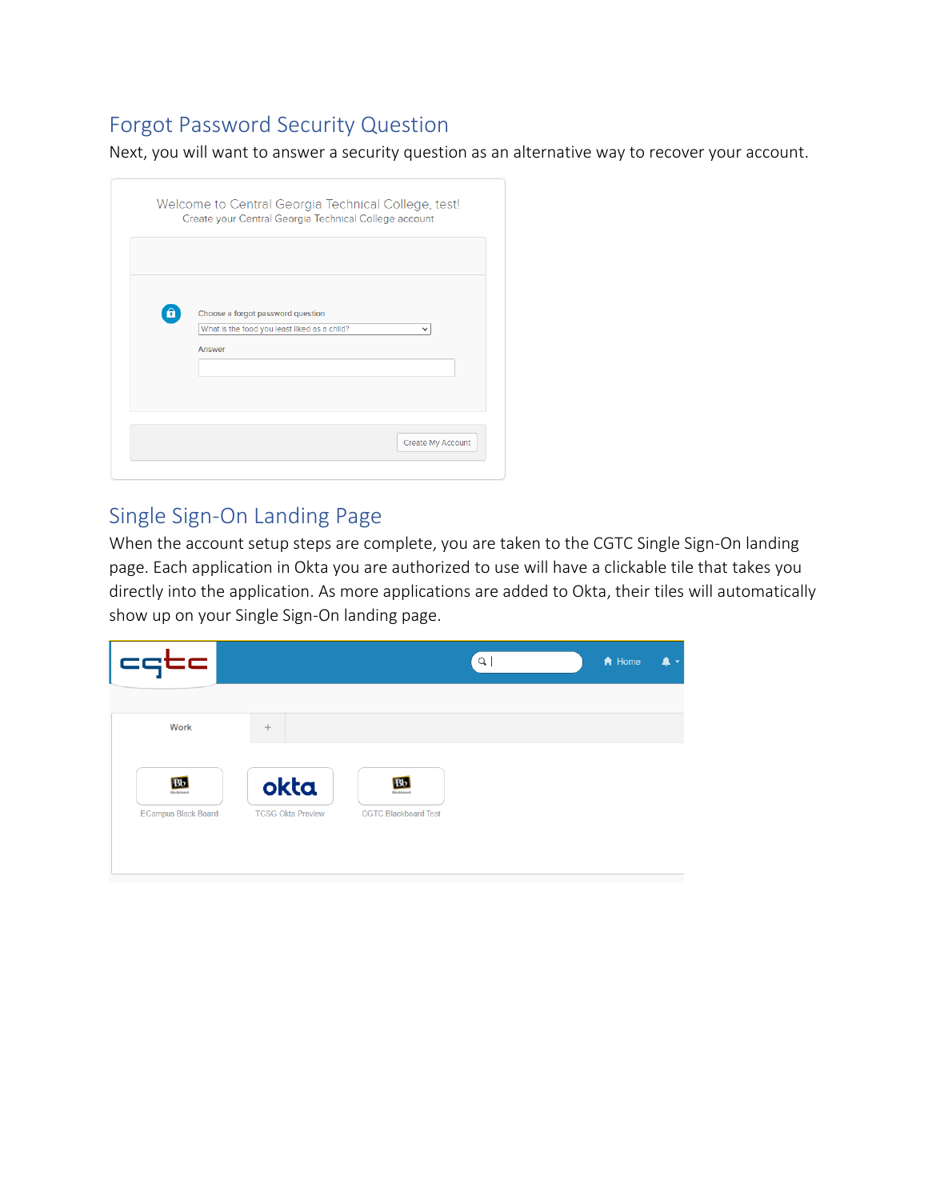## Forgot Password Security Question

Next, you will want to answer a security question as an alternative way to recover your account.

## Single Sign-On Landing Page

When the account setup steps are complete, you are taken to the CGTC Single Sign-On landing page. Each application in Okta you are authorized to use will have a clickable tile that takes you directly into the application. As more applications are added to Okta, their tiles will automatically show up on your Single Sign-On landing page.